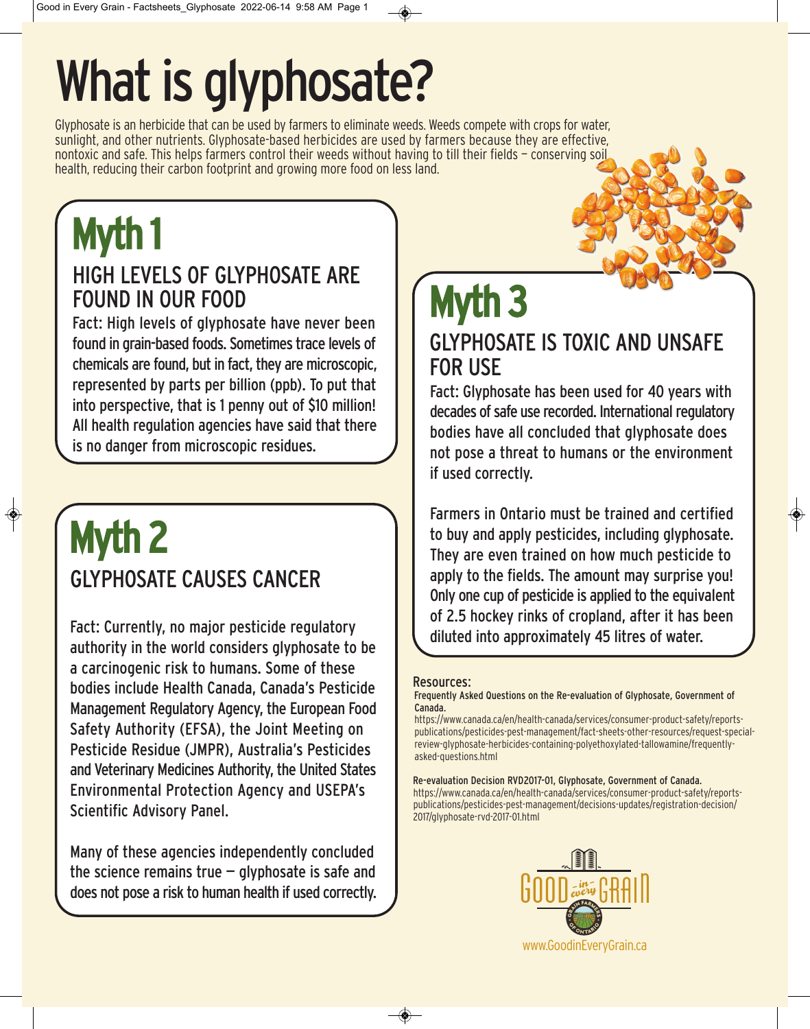# What is glyphosate?

Glyphosate is an herbicide that can be used by farmers to eliminate weeds. Weeds compete with crops for water, sunlight, and other nutrients. Glyphosate-based herbicides are used by farmers because they are effective, nontoxic and safe. This helps farmers control their weeds without having to till their fields — conserving soil health, reducing their carbon footprint and growing more food on less land.

## Myth 1

### HIGH LEVELS OF GLYPHOSATE ARE FOUND IN OUR FOOD

Fact: High levels of glyphosate have never been found in grain-based foods. Sometimes trace levels of chemicals are found, but in fact, they are microscopic, represented by parts per billion (ppb). To put that into perspective, that is 1 penny out of $10 million! All health regulation agencies have said that there is no danger from microscopic residues.

## Myth 2

### GLYPHOSATE CAUSES CANCER

Fact: Currently, no major pesticide regulatory authority in the world considers glyphosate to be a carcinogenic risk to humans. Some of these bodies include Health Canada, Canada's Pesticide Management Regulatory Agency, the European Food Safety Authority (EFSA), the Joint Meeting on Pesticide Residue (JMPR), Australia's Pesticides and Veterinary Medicines Authority, the United States Environmental Protection Agency and USEPA's Scientific Advisory Panel.

Many of these agencies independently concluded the science remains true — glyphosate is safe and does not pose a risk to human health if used correctly.

## Myth 3

### GLYPHOSATE IS TOXIC AND UNSAFE FOR USE

Fact: Glyphosate has been used for 40 years with decades of safe use recorded. International regulatory bodies have all concluded that glyphosate does not pose a threat to humans or the environment if used correctly.

Farmers in Ontario must be trained and certified to buy and apply pesticides, including glyphosate. They are even trained on how much pesticide to apply to the fields. The amount may surprise you! Only one cup of pesticide is applied to the equivalent of 2.5 hockey rinks of cropland, after it has been diluted into approximately 45 litres of water.

### Resources:

**Frequently Asked Questions on the Re-evaluation of Glyphosate, Government of Canada.**
https://www.canada.ca/en/health-canada/services/consumer-product-safety/reports-publications/pesticides-pest-management/fact-sheets-other-resources/request-special-review-glyphosate-herbicides-containing-polyethoxylated-tallowamine/frequently-asked-questions.html

**Re-evaluation Decision RVD2017-01, Glyphosate, Government of Canada.**
https://www.canada.ca/en/health-canada/services/consumer-product-safety/reports-publications/pesticides-pest-management/decisions-updates/registration-decision/2017/glyphosate-rvd-2017-01.html

GOOD in every GRAIN

GRAIN FARMERS OF ONTARIO

www.GoodinEveryGrain.ca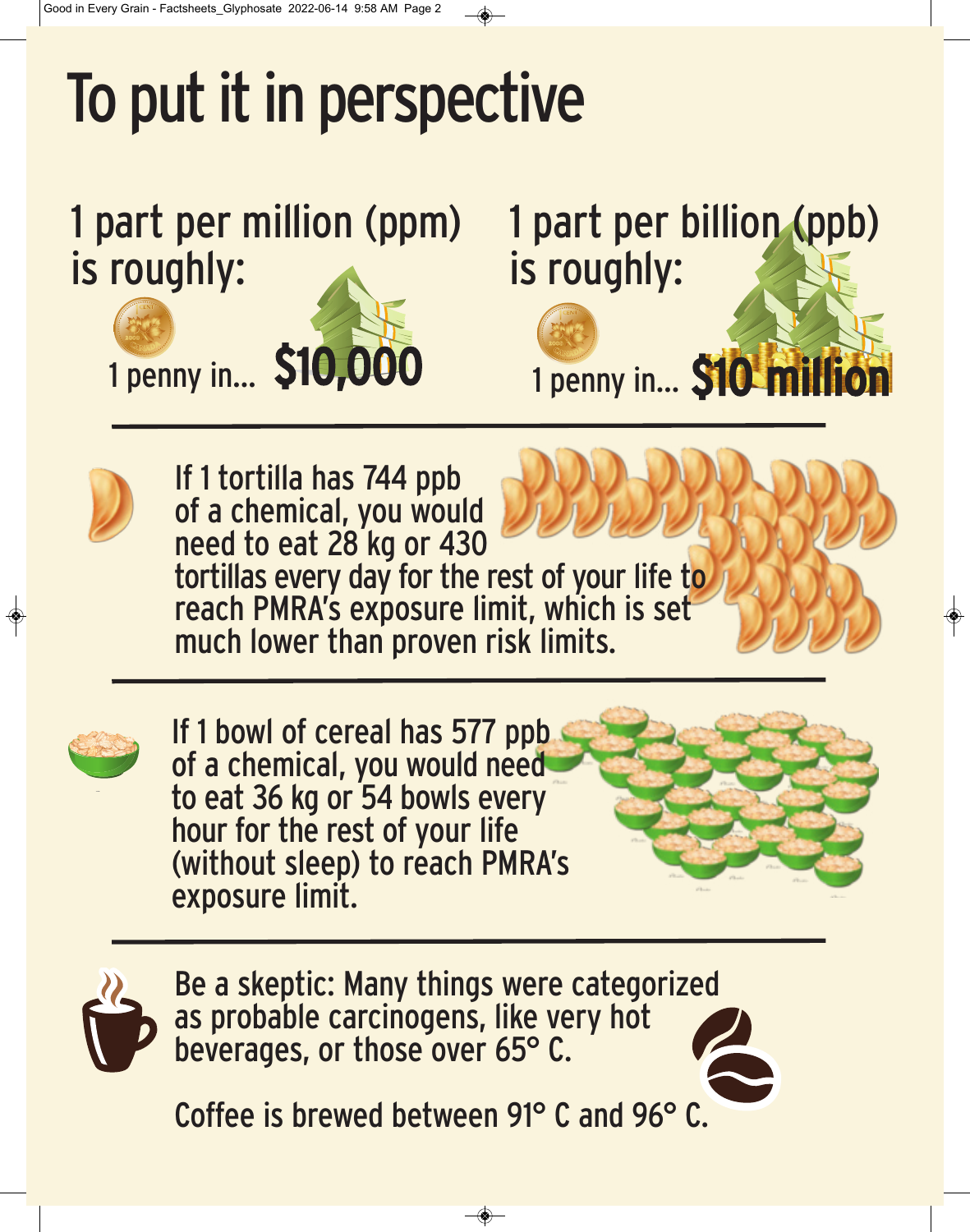# To put it in perspective

## 1 part per million (ppm) is roughly:

1 penny in... **$10,000**

## 1 part per billion (ppb) is roughly:

1 penny in... **$10 million**

If 1 tortilla has 744 ppb of a chemical, you would need to eat 28 kg or 430 tortillas every day for the rest of your life to reach PMRA's exposure limit, which is set much lower than proven risk limits.

If 1 bowl of cereal has 577 ppb of a chemical, you would need to eat 36 kg or 54 bowls every hour for the rest of your life (without sleep) to reach PMRA's exposure limit.

Be a skeptic: Many things were categorized as probable carcinogens, like very hot beverages, or those over 65° C.

Coffee is brewed between 91° C and 96° C.